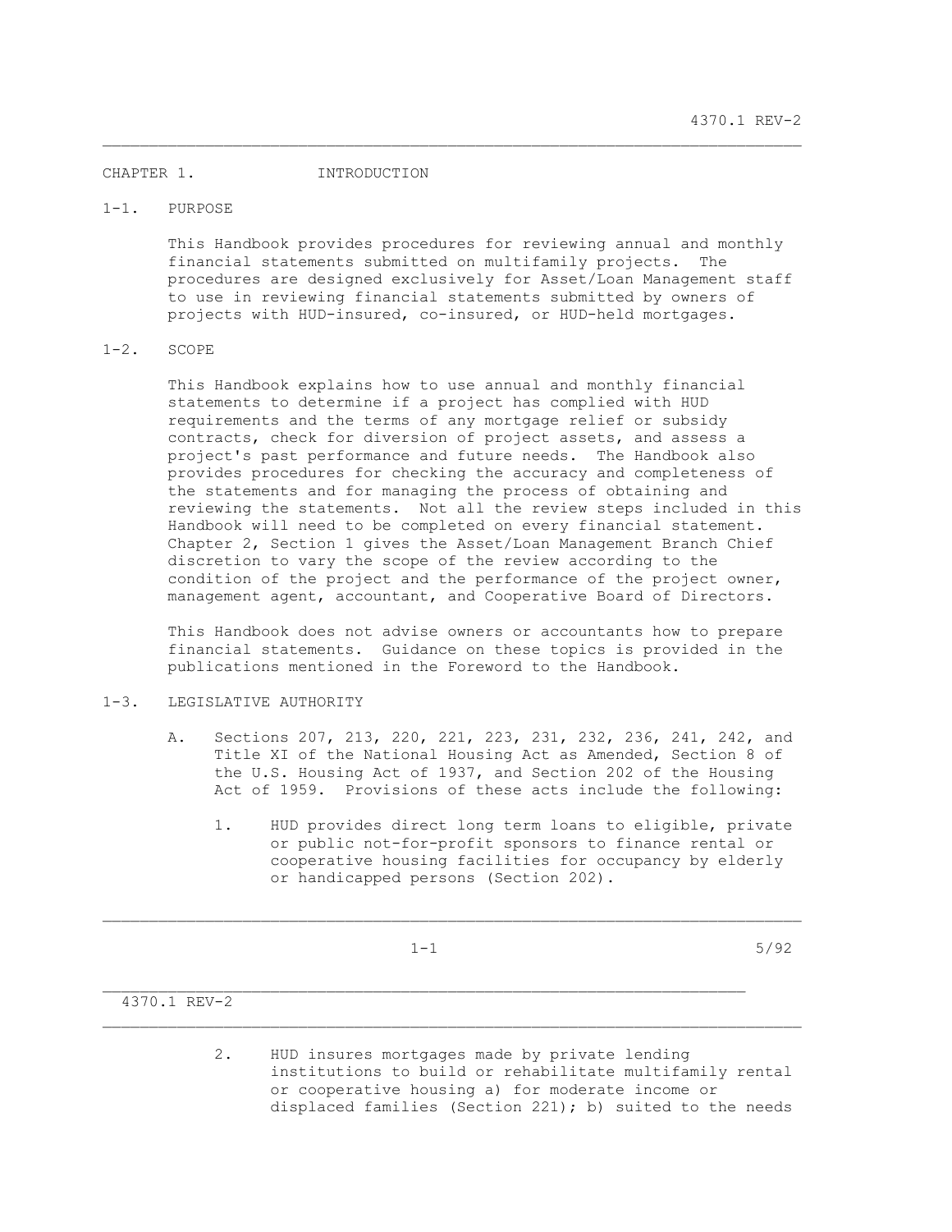# CHAPTER 1. INTRODUCTION

## 1-1. PURPOSE

This Handbook provides procedures for reviewing annual and monthly financial statements submitted on multifamily projects. The procedures are designed exclusively for Asset/Loan Management staff to use in reviewing financial statements submitted by owners of projects with HUD-insured, co-insured, or HUD-held mortgages.

## 1-2. SCOPE

This Handbook explains how to use annual and monthly financial statements to determine if a project has complied with HUD requirements and the terms of any mortgage relief or subsidy contracts, check for diversion of project assets, and assess a project's past performance and future needs. The Handbook also provides procedures for checking the accuracy and completeness of the statements and for managing the process of obtaining and reviewing the statements. Not all the review steps included in this Handbook will need to be completed on every financial statement. Chapter 2, Section 1 gives the Asset/Loan Management Branch Chief discretion to vary the scope of the review according to the condition of the project and the performance of the project owner, management agent, accountant, and Cooperative Board of Directors.

This Handbook does not advise owners or accountants how to prepare financial statements. Guidance on these topics is provided in the publications mentioned in the Foreword to the Handbook.

## 1-3. LEGISLATIVE AUTHORITY

A. Sections 207, 213, 220, 221, 223, 231, 232, 236, 241, 242, and Title XI of the National Housing Act as Amended, Section 8 of the U.S. Housing Act of 1937, and Section 202 of the Housing Act of 1959. Provisions of these acts include the following:

1. HUD provides direct long term loans to eligible, private or public not-for-profit sponsors to finance rental or cooperative housing facilities for occupancy by elderly or handicapped persons (Section 202).

2. HUD insures mortgages made by private lending institutions to build or rehabilitate multifamily rental or cooperative housing a) for moderate income or displaced families (Section 221); b) suited to the needs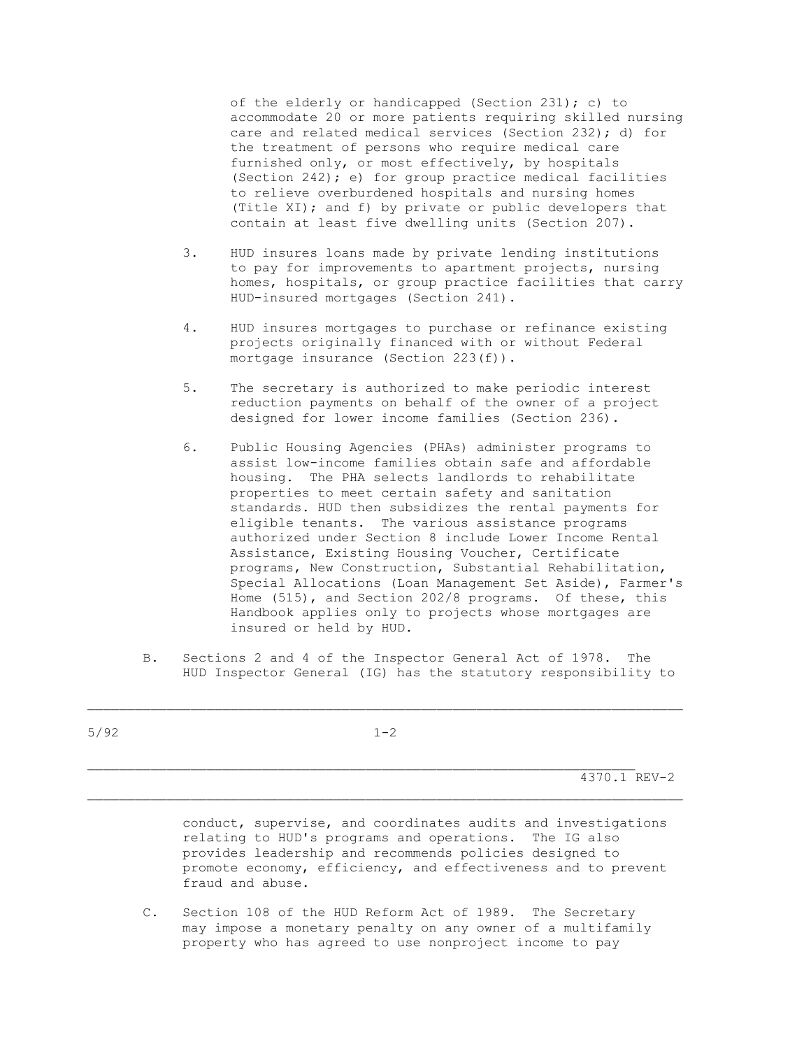of the elderly or handicapped (Section 231); c) to accommodate 20 or more patients requiring skilled nursing care and related medical services (Section 232); d) for the treatment of persons who require medical care furnished only, or most effectively, by hospitals (Section 242); e) for group practice medical facilities to relieve overburdened hospitals and nursing homes (Title XI); and f) by private or public developers that contain at least five dwelling units (Section 207).

3. HUD insures loans made by private lending institutions to pay for improvements to apartment projects, nursing homes, hospitals, or group practice facilities that carry HUD-insured mortgages (Section 241).

4. HUD insures mortgages to purchase or refinance existing projects originally financed with or without Federal mortgage insurance (Section 223(f)).

5. The secretary is authorized to make periodic interest reduction payments on behalf of the owner of a project designed for lower income families (Section 236).

6. Public Housing Agencies (PHAs) administer programs to assist low-income families obtain safe and affordable housing. The PHA selects landlords to rehabilitate properties to meet certain safety and sanitation standards. HUD then subsidizes the rental payments for eligible tenants. The various assistance programs authorized under Section 8 include Lower Income Rental Assistance, Existing Housing Voucher, Certificate programs, New Construction, Substantial Rehabilitation, Special Allocations (Loan Management Set Aside), Farmer's Home (515), and Section 202/8 programs. Of these, this Handbook applies only to projects whose mortgages are insured or held by HUD.

B. Sections 2 and 4 of the Inspector General Act of 1978. The HUD Inspector General (IG) has the statutory responsibility to conduct, supervise, and coordinates audits and investigations relating to HUD's programs and operations. The IG also provides leadership and recommends policies designed to promote economy, efficiency, and effectiveness and to prevent fraud and abuse.

C. Section 108 of the HUD Reform Act of 1989. The Secretary may impose a monetary penalty on any owner of a multifamily property who has agreed to use nonproject income to pay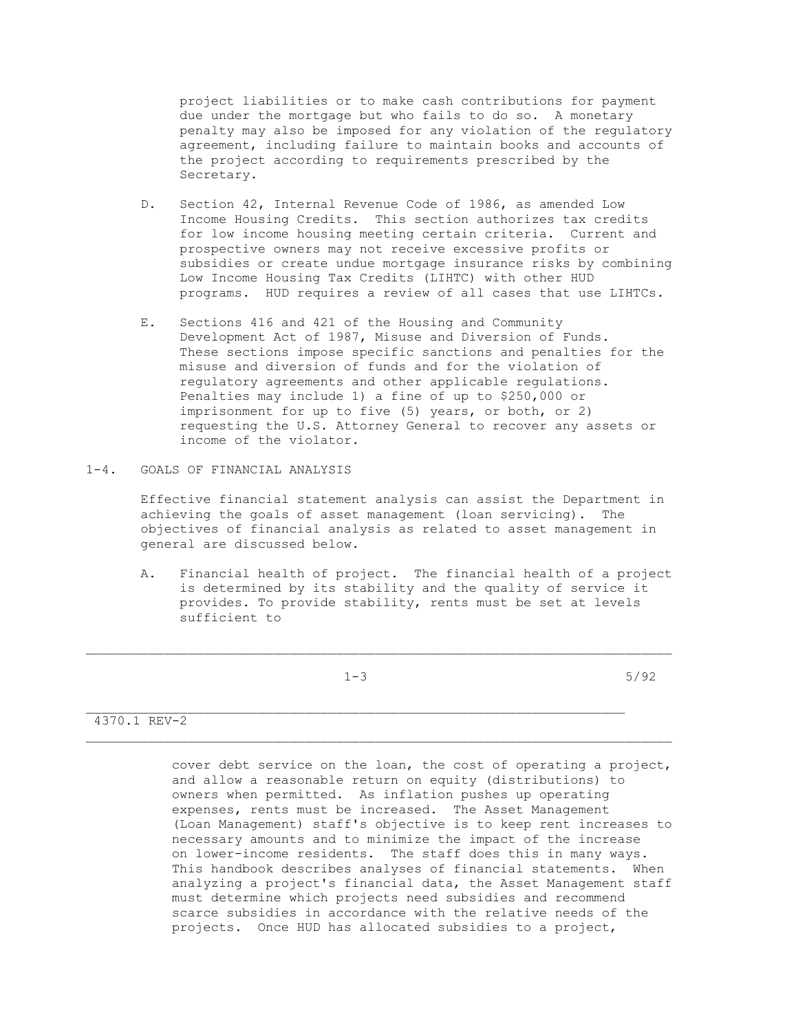project liabilities or to make cash contributions for payment due under the mortgage but who fails to do so. A monetary penalty may also be imposed for any violation of the regulatory agreement, including failure to maintain books and accounts of the project according to requirements prescribed by the Secretary.

D. Section 42, Internal Revenue Code of 1986, as amended Low Income Housing Credits. This section authorizes tax credits for low income housing meeting certain criteria. Current and prospective owners may not receive excessive profits or subsidies or create undue mortgage insurance risks by combining Low Income Housing Tax Credits (LIHTC) with other HUD programs. HUD requires a review of all cases that use LIHTCs.

E. Sections 416 and 421 of the Housing and Community Development Act of 1987, Misuse and Diversion of Funds. These sections impose specific sanctions and penalties for the misuse and diversion of funds and for the violation of regulatory agreements and other applicable regulations. Penalties may include 1) a fine of up to $250,000 or imprisonment for up to five (5) years, or both, or 2) requesting the U.S. Attorney General to recover any assets or income of the violator.

## 1-4. GOALS OF FINANCIAL ANALYSIS

Effective financial statement analysis can assist the Department in achieving the goals of asset management (loan servicing). The objectives of financial analysis as related to asset management in general are discussed below.

A. Financial health of project. The financial health of a project is determined by its stability and the quality of service it provides. To provide stability, rents must be set at levels sufficient to cover debt service on the loan, the cost of operating a project, and allow a reasonable return on equity (distributions) to owners when permitted. As inflation pushes up operating expenses, rents must be increased. The Asset Management (Loan Management) staff's objective is to keep rent increases to necessary amounts and to minimize the impact of the increase on lower-income residents. The staff does this in many ways. This handbook describes analyses of financial statements. When analyzing a project's financial data, the Asset Management staff must determine which projects need subsidies and recommend scarce subsidies in accordance with the relative needs of the projects. Once HUD has allocated subsidies to a project,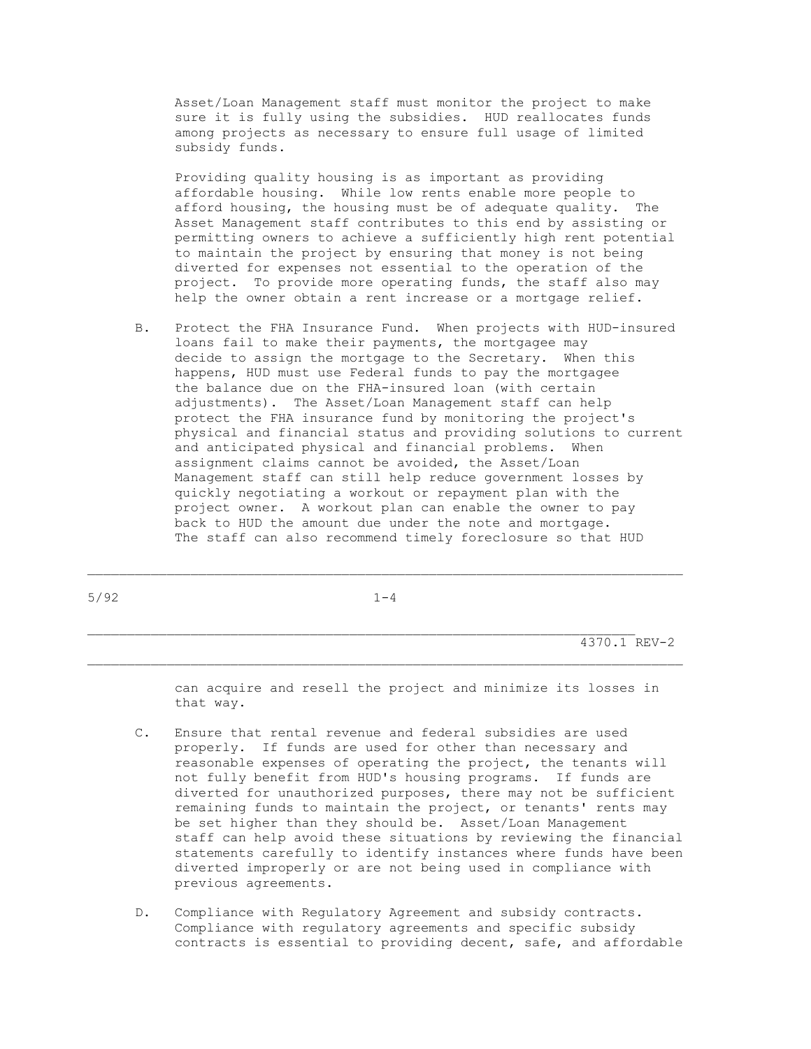Asset/Loan Management staff must monitor the project to make sure it is fully using the subsidies. HUD reallocates funds among projects as necessary to ensure full usage of limited subsidy funds.

Providing quality housing is as important as providing affordable housing. While low rents enable more people to afford housing, the housing must be of adequate quality. The Asset Management staff contributes to this end by assisting or permitting owners to achieve a sufficiently high rent potential to maintain the project by ensuring that money is not being diverted for expenses not essential to the operation of the project. To provide more operating funds, the staff also may help the owner obtain a rent increase or a mortgage relief.

B. Protect the FHA Insurance Fund. When projects with HUD-insured loans fail to make their payments, the mortgagee may decide to assign the mortgage to the Secretary. When this happens, HUD must use Federal funds to pay the mortgagee the balance due on the FHA-insured loan (with certain adjustments). The Asset/Loan Management staff can help protect the FHA insurance fund by monitoring the project's physical and financial status and providing solutions to current and anticipated physical and financial problems. When assignment claims cannot be avoided, the Asset/Loan Management staff can still help reduce government losses by quickly negotiating a workout or repayment plan with the project owner. A workout plan can enable the owner to pay back to HUD the amount due under the note and mortgage. The staff can also recommend timely foreclosure so that HUD can acquire and resell the project and minimize its losses in that way.

C. Ensure that rental revenue and federal subsidies are used properly. If funds are used for other than necessary and reasonable expenses of operating the project, the tenants will not fully benefit from HUD's housing programs. If funds are diverted for unauthorized purposes, there may not be sufficient remaining funds to maintain the project, or tenants' rents may be set higher than they should be. Asset/Loan Management staff can help avoid these situations by reviewing the financial statements carefully to identify instances where funds have been diverted improperly or are not being used in compliance with previous agreements.

D. Compliance with Regulatory Agreement and subsidy contracts. Compliance with regulatory agreements and specific subsidy contracts is essential to providing decent, safe, and affordable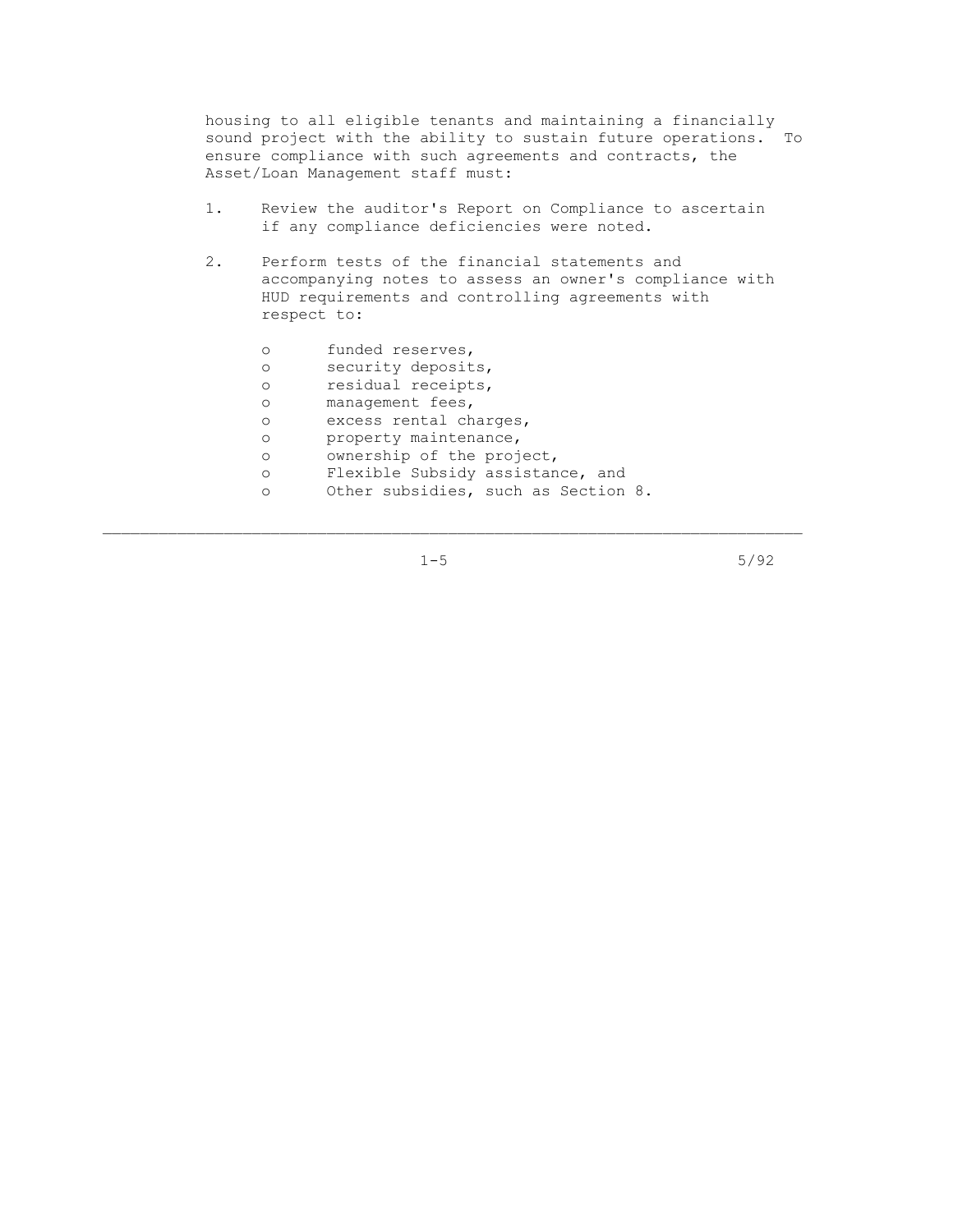housing to all eligible tenants and maintaining a financially sound project with the ability to sustain future operations. To ensure compliance with such agreements and contracts, the Asset/Loan Management staff must:

1. Review the auditor's Report on Compliance to ascertain if any compliance deficiencies were noted.

2. Perform tests of the financial statements and accompanying notes to assess an owner's compliance with HUD requirements and controlling agreements with respect to:

   - funded reserves,
   - security deposits,
   - residual receipts,
   - management fees,
   - excess rental charges,
   - property maintenance,
   - ownership of the project,
   - Flexible Subsidy assistance, and
   - Other subsidies, such as Section 8.